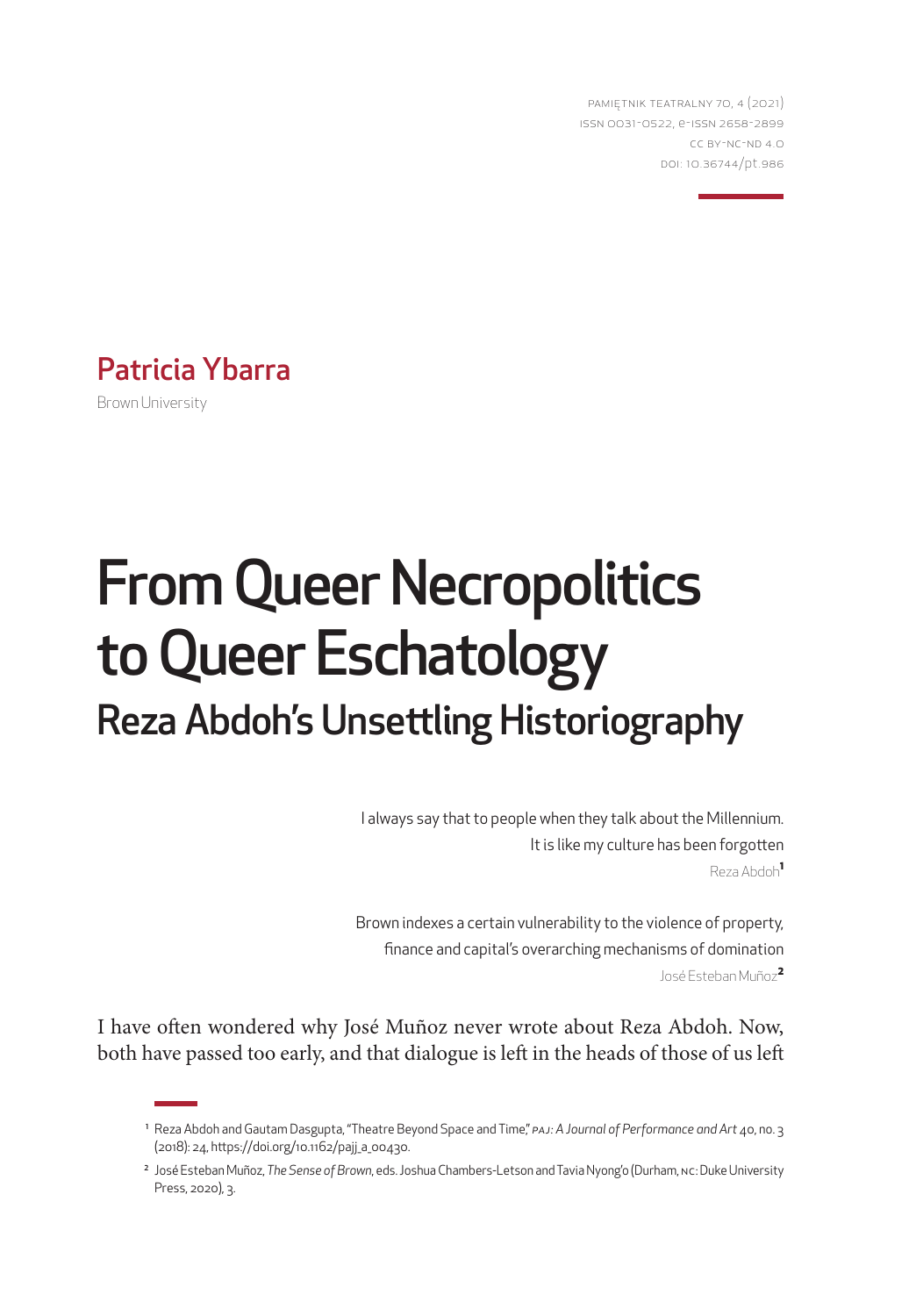PAMIĘTNIK TEATRALNY 70, 4 (2021)
ISSN 0031-0522, e-ISSN 2658-2899
CC BY-NC-ND 4.0
DOI: 10.36744/pt.986

**Patricia Ybarra**
Brown University

# From Queer Necropolitics to Queer Eschatology

## Reza Abdoh's Unsettling Historiography

> I always say that to people when they talk about the Millennium.
> It is like my culture has been forgotten
> Reza Abdoh[1]

> Brown indexes a certain vulnerability to the violence of property,
> finance and capital's overarching mechanisms of domination
> José Esteban Muñoz[2]

I have often wondered why José Muñoz never wrote about Reza Abdoh. Now, both have passed too early, and that dialogue is left in the heads of those of us left

---

[1] Reza Abdoh and Gautam Dasgupta, "Theatre Beyond Space and Time," *PAJ: A Journal of Performance and Art* 40, no. 3 (2018): 24, https://doi.org/10.1162/pajj_a_00430.

[2] José Esteban Muñoz, *The Sense of Brown*, eds. Joshua Chambers-Letson and Tavia Nyong'o (Durham, NC: Duke University Press, 2020), 3.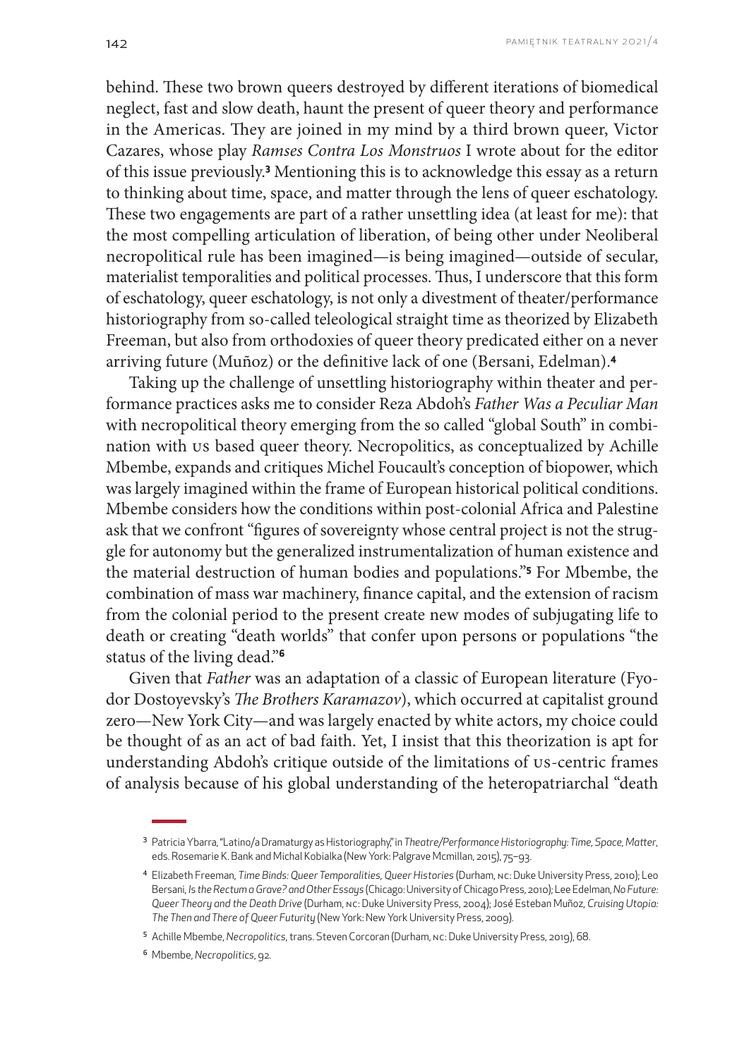behind. These two brown queers destroyed by different iterations of biomedical neglect, fast and slow death, haunt the present of queer theory and performance in the Americas. They are joined in my mind by a third brown queer, Victor Cazares, whose play *Ramses Contra Los Monstruos* I wrote about for the editor of this issue previously.[3] Mentioning this is to acknowledge this essay as a return to thinking about time, space, and matter through the lens of queer eschatology. These two engagements are part of a rather unsettling idea (at least for me): that the most compelling articulation of liberation, of being other under Neoliberal necropolitical rule has been imagined—is being imagined—outside of secular, materialist temporalities and political processes. Thus, I underscore that this form of eschatology, queer eschatology, is not only a divestment of theater/performance historiography from so-called teleological straight time as theorized by Elizabeth Freeman, but also from orthodoxies of queer theory predicated either on a never arriving future (Muñoz) or the definitive lack of one (Bersani, Edelman).[4]

Taking up the challenge of unsettling historiography within theater and performance practices asks me to consider Reza Abdoh's *Father Was a Peculiar Man* with necropolitical theory emerging from the so called "global South" in combination with US based queer theory. Necropolitics, as conceptualized by Achille Mbembe, expands and critiques Michel Foucault's conception of biopower, which was largely imagined within the frame of European historical political conditions. Mbembe considers how the conditions within post-colonial Africa and Palestine ask that we confront "figures of sovereignty whose central project is not the struggle for autonomy but the generalized instrumentalization of human existence and the material destruction of human bodies and populations."[5] For Mbembe, the combination of mass war machinery, finance capital, and the extension of racism from the colonial period to the present create new modes of subjugating life to death or creating "death worlds" that confer upon persons or populations "the status of the living dead."[6]

Given that *Father* was an adaptation of a classic of European literature (Fyodor Dostoyevsky's *The Brothers Karamazov*), which occurred at capitalist ground zero—New York City—and was largely enacted by white actors, my choice could be thought of as an act of bad faith. Yet, I insist that this theorization is apt for understanding Abdoh's critique outside of the limitations of US-centric frames of analysis because of his global understanding of the heteropatriarchal "death

---

[3] Patricia Ybarra, "Latino/a Dramaturgy as Historiography," in *Theatre/Performance Historiography: Time, Space, Matter*, eds. Rosemarie K. Bank and Michal Kobialka (New York: Palgrave Mcmillan, 2015), 75–93.

[4] Elizabeth Freeman, *Time Binds: Queer Temporalities, Queer Histories* (Durham, NC: Duke University Press, 2010); Leo Bersani, *Is the Rectum a Grave? and Other Essays* (Chicago: University of Chicago Press, 2010); Lee Edelman, *No Future: Queer Theory and the Death Drive* (Durham, NC: Duke University Press, 2004); José Esteban Muñoz, *Cruising Utopia: The Then and There of Queer Futurity* (New York: New York University Press, 2009).

[5] Achille Mbembe, *Necropolitics*, trans. Steven Corcoran (Durham, NC: Duke University Press, 2019), 68.

[6] Mbembe, *Necropolitics*, 92.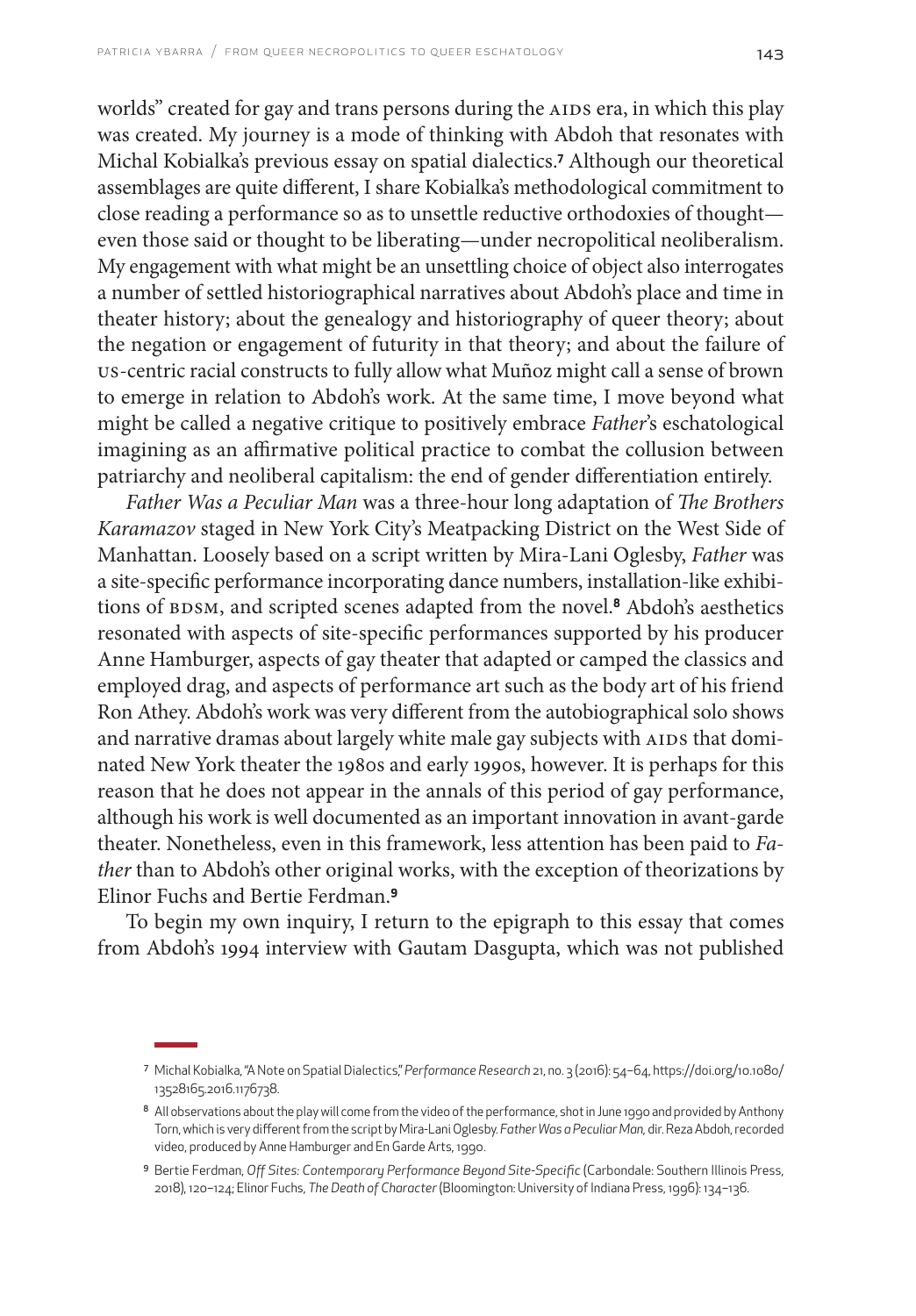worlds" created for gay and trans persons during the AIDS era, in which this play was created. My journey is a mode of thinking with Abdoh that resonates with Michal Kobialka's previous essay on spatial dialectics.[7] Although our theoretical assemblages are quite different, I share Kobialka's methodological commitment to close reading a performance so as to unsettle reductive orthodoxies of thought—even those said or thought to be liberating—under necropolitical neoliberalism. My engagement with what might be an unsettling choice of object also interrogates a number of settled historiographical narratives about Abdoh's place and time in theater history; about the genealogy and historiography of queer theory; about the negation or engagement of futurity in that theory; and about the failure of US-centric racial constructs to fully allow what Muñoz might call a sense of brown to emerge in relation to Abdoh's work. At the same time, I move beyond what might be called a negative critique to positively embrace *Father*'s eschatological imagining as an affirmative political practice to combat the collusion between patriarchy and neoliberal capitalism: the end of gender differentiation entirely.

*Father Was a Peculiar Man* was a three-hour long adaptation of *The Brothers Karamazov* staged in New York City's Meatpacking District on the West Side of Manhattan. Loosely based on a script written by Mira-Lani Oglesby, *Father* was a site-specific performance incorporating dance numbers, installation-like exhibitions of BDSM, and scripted scenes adapted from the novel.[8] Abdoh's aesthetics resonated with aspects of site-specific performances supported by his producer Anne Hamburger, aspects of gay theater that adapted or camped the classics and employed drag, and aspects of performance art such as the body art of his friend Ron Athey. Abdoh's work was very different from the autobiographical solo shows and narrative dramas about largely white male gay subjects with AIDS that dominated New York theater the 1980s and early 1990s, however. It is perhaps for this reason that he does not appear in the annals of this period of gay performance, although his work is well documented as an important innovation in avant-garde theater. Nonetheless, even in this framework, less attention has been paid to *Father* than to Abdoh's other original works, with the exception of theorizations by Elinor Fuchs and Bertie Ferdman.[9]

To begin my own inquiry, I return to the epigraph to this essay that comes from Abdoh's 1994 interview with Gautam Dasgupta, which was not published

---

7 Michal Kobialka, "A Note on Spatial Dialectics," *Performance Research* 21, no. 3 (2016): 54–64, https://doi.org/10.1080/13528165.2016.1176738.

8 All observations about the play will come from the video of the performance, shot in June 1990 and provided by Anthony Torn, which is very different from the script by Mira-Lani Oglesby. *Father Was a Peculiar Man,* dir. Reza Abdoh, recorded video, produced by Anne Hamburger and En Garde Arts, 1990.

9 Bertie Ferdman, *Off Sites: Contemporary Performance Beyond Site-Specific* (Carbondale: Southern Illinois Press, 2018), 120–124; Elinor Fuchs, *The Death of Character* (Bloomington: University of Indiana Press, 1996): 134–136.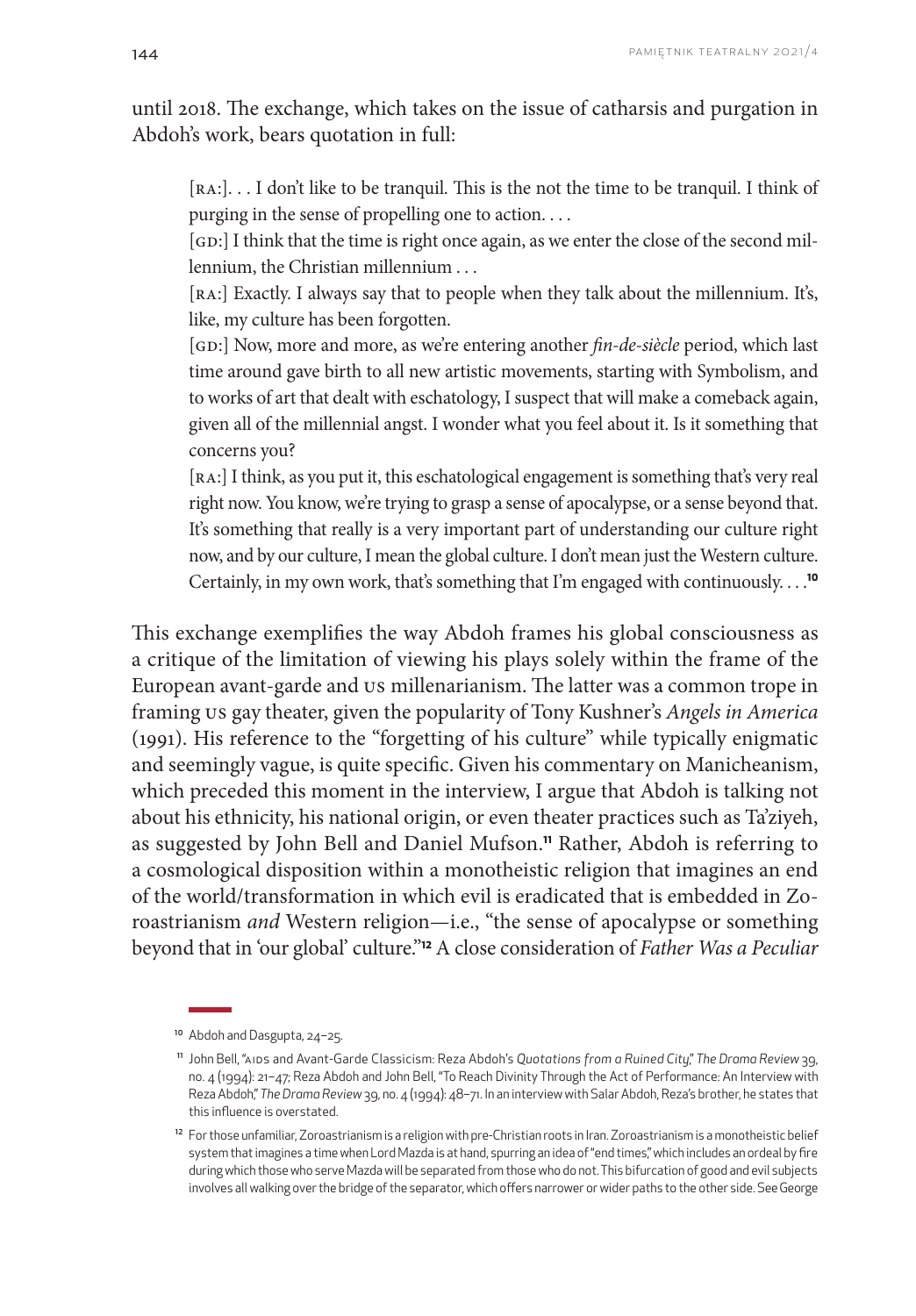until 2018. The exchange, which takes on the issue of catharsis and purgation in Abdoh's work, bears quotation in full:

> [RA:]. . . I don't like to be tranquil. This is the not the time to be tranquil. I think of purging in the sense of propelling one to action. . . .
>
> [GD:] I think that the time is right once again, as we enter the close of the second millennium, the Christian millennium . . .
>
> [RA:] Exactly. I always say that to people when they talk about the millennium. It's, like, my culture has been forgotten.
>
> [GD:] Now, more and more, as we're entering another *fin-de-siècle* period, which last time around gave birth to all new artistic movements, starting with Symbolism, and to works of art that dealt with eschatology, I suspect that will make a comeback again, given all of the millennial angst. I wonder what you feel about it. Is it something that concerns you?
>
> [RA:] I think, as you put it, this eschatological engagement is something that's very real right now. You know, we're trying to grasp a sense of apocalypse, or a sense beyond that. It's something that really is a very important part of understanding our culture right now, and by our culture, I mean the global culture. I don't mean just the Western culture. Certainly, in my own work, that's something that I'm engaged with continuously. . . .[10]

This exchange exemplifies the way Abdoh frames his global consciousness as a critique of the limitation of viewing his plays solely within the frame of the European avant-garde and US millenarianism. The latter was a common trope in framing US gay theater, given the popularity of Tony Kushner's *Angels in America* (1991). His reference to the "forgetting of his culture" while typically enigmatic and seemingly vague, is quite specific. Given his commentary on Manicheanism, which preceded this moment in the interview, I argue that Abdoh is talking not about his ethnicity, his national origin, or even theater practices such as Ta'ziyeh, as suggested by John Bell and Daniel Mufson.[11] Rather, Abdoh is referring to a cosmological disposition within a monotheistic religion that imagines an end of the world/transformation in which evil is eradicated that is embedded in Zoroastrianism *and* Western religion—i.e., "the sense of apocalypse or something beyond that in 'our global' culture."[12] A close consideration of *Father Was a Peculiar*

---

[10] Abdoh and Dasgupta, 24–25.

[11] John Bell, "AIDS and Avant-Garde Classicism: Reza Abdoh's *Quotations from a Ruined City*," *The Drama Review* 39, no. 4 (1994): 21–47; Reza Abdoh and John Bell, "To Reach Divinity Through the Act of Performance: An Interview with Reza Abdoh," *The Drama Review* 39, no. 4 (1994): 48–71. In an interview with Salar Abdoh, Reza's brother, he states that this influence is overstated.

[12] For those unfamiliar, Zoroastrianism is a religion with pre-Christian roots in Iran. Zoroastrianism is a monotheistic belief system that imagines a time when Lord Mazda is at hand, spurring an idea of "end times," which includes an ordeal by fire during which those who serve Mazda will be separated from those who do not. This bifurcation of good and evil subjects involves all walking over the bridge of the separator, which offers narrower or wider paths to the other side. See George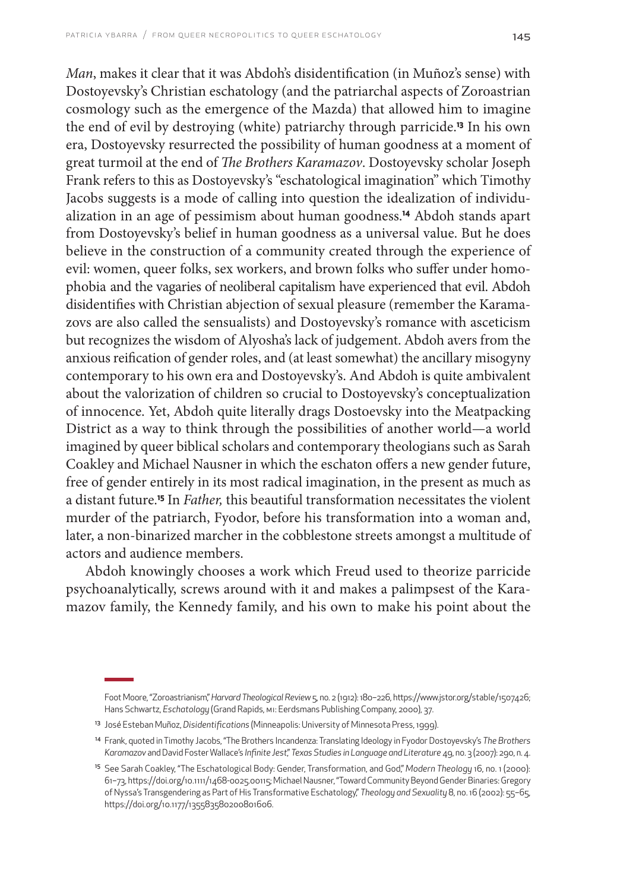*Man*, makes it clear that it was Abdoh's disidentification (in Muñoz's sense) with Dostoyevsky's Christian eschatology (and the patriarchal aspects of Zoroastrian cosmology such as the emergence of the Mazda) that allowed him to imagine the end of evil by destroying (white) patriarchy through parricide.[13] In his own era, Dostoyevsky resurrected the possibility of human goodness at a moment of great turmoil at the end of *The Brothers Karamazov*. Dostoyevsky scholar Joseph Frank refers to this as Dostoyevsky's "eschatological imagination" which Timothy Jacobs suggests is a mode of calling into question the idealization of individualization in an age of pessimism about human goodness.[14] Abdoh stands apart from Dostoyevsky's belief in human goodness as a universal value. But he does believe in the construction of a community created through the experience of evil: women, queer folks, sex workers, and brown folks who suffer under homophobia and the vagaries of neoliberal capitalism have experienced that evil. Abdoh disidentifies with Christian abjection of sexual pleasure (remember the Karamazovs are also called the sensualists) and Dostoyevsky's romance with asceticism but recognizes the wisdom of Alyosha's lack of judgement. Abdoh avers from the anxious reification of gender roles, and (at least somewhat) the ancillary misogyny contemporary to his own era and Dostoyevsky's. And Abdoh is quite ambivalent about the valorization of children so crucial to Dostoyevsky's conceptualization of innocence. Yet, Abdoh quite literally drags Dostoevsky into the Meatpacking District as a way to think through the possibilities of another world—a world imagined by queer biblical scholars and contemporary theologians such as Sarah Coakley and Michael Nausner in which the eschaton offers a new gender future, free of gender entirely in its most radical imagination, in the present as much as a distant future.[15] In *Father,* this beautiful transformation necessitates the violent murder of the patriarch, Fyodor, before his transformation into a woman and, later, a non-binarized marcher in the cobblestone streets amongst a multitude of actors and audience members.

Abdoh knowingly chooses a work which Freud used to theorize parricide psychoanalytically, screws around with it and makes a palimpsest of the Karamazov family, the Kennedy family, and his own to make his point about the

---

Foot Moore, "Zoroastrianism," *Harvard Theological Review* 5, no. 2 (1912): 180–226, https://www.jstor.org/stable/1507426; Hans Schwartz, *Eschatology* (Grand Rapids, MI: Eerdsmans Publishing Company, 2000), 37.

[13] José Esteban Muñoz, *Disidentifications* (Minneapolis: University of Minnesota Press, 1999).

[14] Frank, quoted in Timothy Jacobs, "The Brothers Incandenza: Translating Ideology in Fyodor Dostoyevsky's *The Brothers Karamazov* and David Foster Wallace's *Infinite Jest*," *Texas Studies in Language and Literature* 49, no. 3 (2007): 290, n. 4.

[15] See Sarah Coakley, "The Eschatological Body: Gender, Transformation, and God," *Modern Theology* 16, no. 1 (2000): 61–73, https://doi.org/10.1111/1468-0025.00115; Michael Nausner, "Toward Community Beyond Gender Binaries: Gregory of Nyssa's Transgendering as Part of His Transformative Eschatology," *Theology and Sexuality* 8, no. 16 (2002): 55–65, https://doi.org/10.1177/135583580200801606.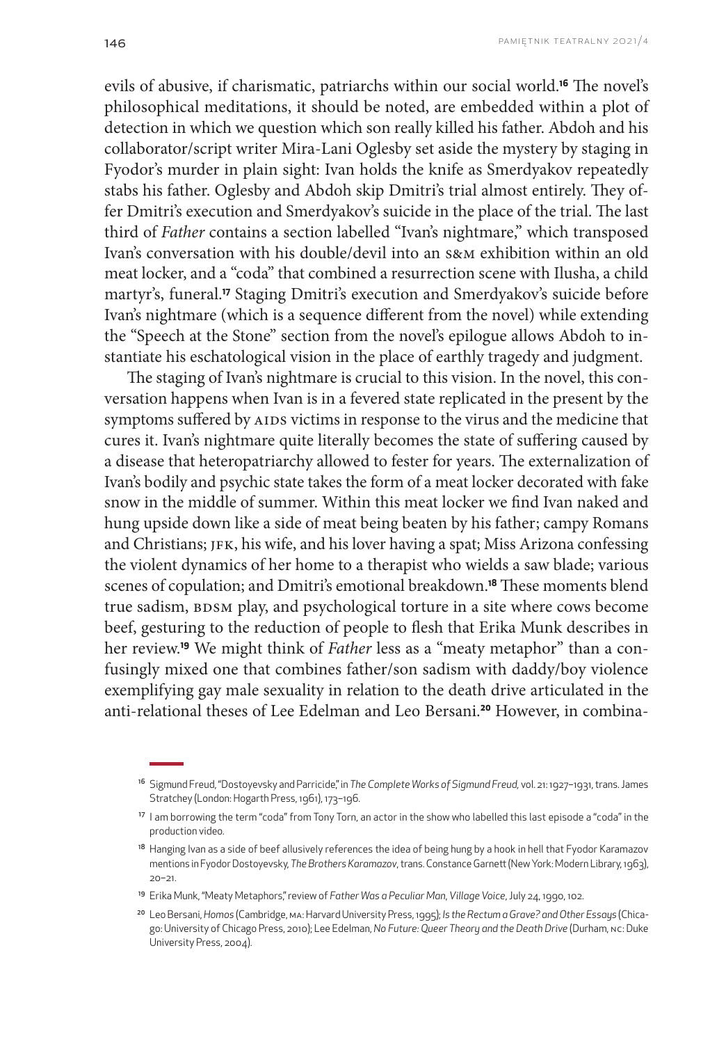evils of abusive, if charismatic, patriarchs within our social world.[16] The novel's philosophical meditations, it should be noted, are embedded within a plot of detection in which we question which son really killed his father. Abdoh and his collaborator/script writer Mira-Lani Oglesby set aside the mystery by staging in Fyodor's murder in plain sight: Ivan holds the knife as Smerdyakov repeatedly stabs his father. Oglesby and Abdoh skip Dmitri's trial almost entirely. They offer Dmitri's execution and Smerdyakov's suicide in the place of the trial. The last third of *Father* contains a section labelled "Ivan's nightmare," which transposed Ivan's conversation with his double/devil into an S&M exhibition within an old meat locker, and a "coda" that combined a resurrection scene with Ilusha, a child martyr's, funeral.[17] Staging Dmitri's execution and Smerdyakov's suicide before Ivan's nightmare (which is a sequence different from the novel) while extending the "Speech at the Stone" section from the novel's epilogue allows Abdoh to instantiate his eschatological vision in the place of earthly tragedy and judgment.

The staging of Ivan's nightmare is crucial to this vision. In the novel, this conversation happens when Ivan is in a fevered state replicated in the present by the symptoms suffered by AIDS victims in response to the virus and the medicine that cures it. Ivan's nightmare quite literally becomes the state of suffering caused by a disease that heteropatriarchy allowed to fester for years. The externalization of Ivan's bodily and psychic state takes the form of a meat locker decorated with fake snow in the middle of summer. Within this meat locker we find Ivan naked and hung upside down like a side of meat being beaten by his father; campy Romans and Christians; JFK, his wife, and his lover having a spat; Miss Arizona confessing the violent dynamics of her home to a therapist who wields a saw blade; various scenes of copulation; and Dmitri's emotional breakdown.[18] These moments blend true sadism, BDSM play, and psychological torture in a site where cows become beef, gesturing to the reduction of people to flesh that Erika Munk describes in her review.[19] We might think of *Father* less as a "meaty metaphor" than a confusingly mixed one that combines father/son sadism with daddy/boy violence exemplifying gay male sexuality in relation to the death drive articulated in the anti-relational theses of Lee Edelman and Leo Bersani.[20] However, in combina-

---

[16] Sigmund Freud, "Dostoyevsky and Parricide," in *The Complete Works of Sigmund Freud*, vol. 21: 1927–1931, trans. James Stratchey (London: Hogarth Press, 1961), 173–196.

[17] I am borrowing the term "coda" from Tony Torn, an actor in the show who labelled this last episode a "coda" in the production video.

[18] Hanging Ivan as a side of beef allusively references the idea of being hung by a hook in hell that Fyodor Karamazov mentions in Fyodor Dostoyevsky, *The Brothers Karamazov*, trans. Constance Garnett (New York: Modern Library, 1963), 20–21.

[19] Erika Munk, "Meaty Metaphors," review of *Father Was a Peculiar Man*, *Village Voice*, July 24, 1990, 102.

[20] Leo Bersani, *Homos* (Cambridge, MA: Harvard University Press, 1995); *Is the Rectum a Grave? and Other Essays* (Chicago: University of Chicago Press, 2010); Lee Edelman, *No Future: Queer Theory and the Death Drive* (Durham, NC: Duke University Press, 2004).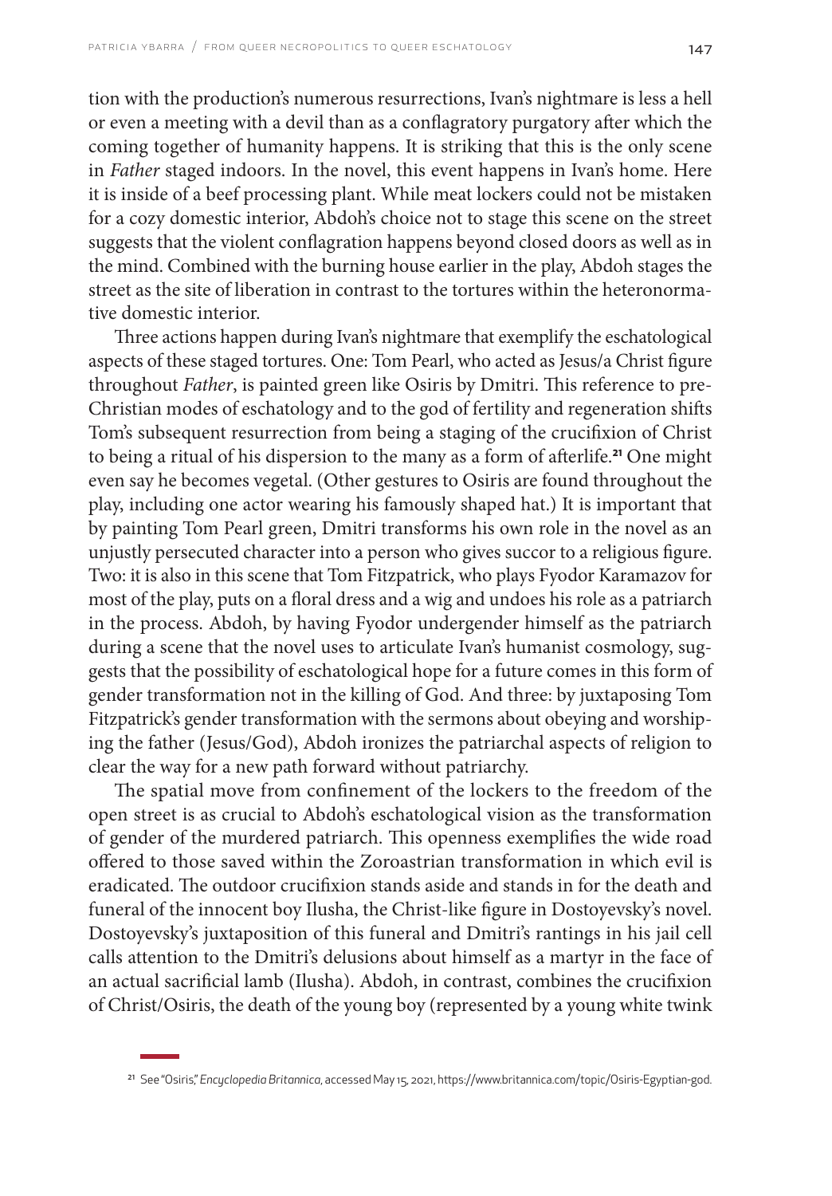tion with the production's numerous resurrections, Ivan's nightmare is less a hell or even a meeting with a devil than as a conflagratory purgatory after which the coming together of humanity happens. It is striking that this is the only scene in *Father* staged indoors. In the novel, this event happens in Ivan's home. Here it is inside of a beef processing plant. While meat lockers could not be mistaken for a cozy domestic interior, Abdoh's choice not to stage this scene on the street suggests that the violent conflagration happens beyond closed doors as well as in the mind. Combined with the burning house earlier in the play, Abdoh stages the street as the site of liberation in contrast to the tortures within the heteronormative domestic interior.

Three actions happen during Ivan's nightmare that exemplify the eschatological aspects of these staged tortures. One: Tom Pearl, who acted as Jesus/a Christ figure throughout *Father*, is painted green like Osiris by Dmitri. This reference to pre-Christian modes of eschatology and to the god of fertility and regeneration shifts Tom's subsequent resurrection from being a staging of the crucifixion of Christ to being a ritual of his dispersion to the many as a form of afterlife.[21] One might even say he becomes vegetal. (Other gestures to Osiris are found throughout the play, including one actor wearing his famously shaped hat.) It is important that by painting Tom Pearl green, Dmitri transforms his own role in the novel as an unjustly persecuted character into a person who gives succor to a religious figure. Two: it is also in this scene that Tom Fitzpatrick, who plays Fyodor Karamazov for most of the play, puts on a floral dress and a wig and undoes his role as a patriarch in the process. Abdoh, by having Fyodor undergender himself as the patriarch during a scene that the novel uses to articulate Ivan's humanist cosmology, suggests that the possibility of eschatological hope for a future comes in this form of gender transformation not in the killing of God. And three: by juxtaposing Tom Fitzpatrick's gender transformation with the sermons about obeying and worshiping the father (Jesus/God), Abdoh ironizes the patriarchal aspects of religion to clear the way for a new path forward without patriarchy.

The spatial move from confinement of the lockers to the freedom of the open street is as crucial to Abdoh's eschatological vision as the transformation of gender of the murdered patriarch. This openness exemplifies the wide road offered to those saved within the Zoroastrian transformation in which evil is eradicated. The outdoor crucifixion stands aside and stands in for the death and funeral of the innocent boy Ilusha, the Christ-like figure in Dostoyevsky's novel. Dostoyevsky's juxtaposition of this funeral and Dmitri's rantings in his jail cell calls attention to the Dmitri's delusions about himself as a martyr in the face of an actual sacrificial lamb (Ilusha). Abdoh, in contrast, combines the crucifixion of Christ/Osiris, the death of the young boy (represented by a young white twink

---

[21] See "Osiris," *Encyclopedia Britannica*, accessed May 15, 2021, https://www.britannica.com/topic/Osiris-Egyptian-god.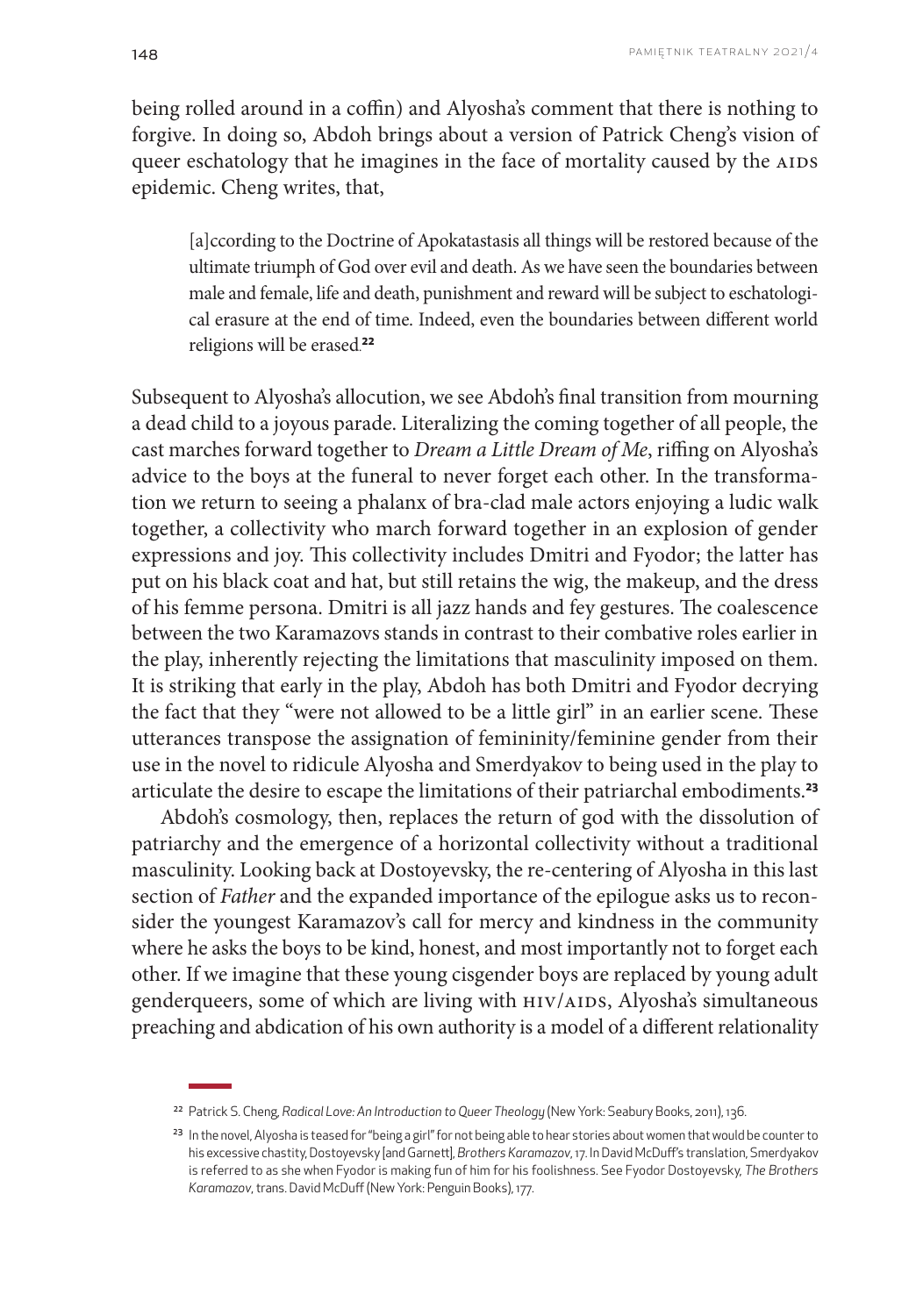being rolled around in a coffin) and Alyosha's comment that there is nothing to forgive. In doing so, Abdoh brings about a version of Patrick Cheng's vision of queer eschatology that he imagines in the face of mortality caused by the AIDS epidemic. Cheng writes, that,

> [a]ccording to the Doctrine of Apokatastasis all things will be restored because of the ultimate triumph of God over evil and death. As we have seen the boundaries between male and female, life and death, punishment and reward will be subject to eschatological erasure at the end of time. Indeed, even the boundaries between different world religions will be erased.[22]

Subsequent to Alyosha's allocution, we see Abdoh's final transition from mourning a dead child to a joyous parade. Literalizing the coming together of all people, the cast marches forward together to *Dream a Little Dream of Me*, riffing on Alyosha's advice to the boys at the funeral to never forget each other. In the transformation we return to seeing a phalanx of bra-clad male actors enjoying a ludic walk together, a collectivity who march forward together in an explosion of gender expressions and joy. This collectivity includes Dmitri and Fyodor; the latter has put on his black coat and hat, but still retains the wig, the makeup, and the dress of his femme persona. Dmitri is all jazz hands and fey gestures. The coalescence between the two Karamazovs stands in contrast to their combative roles earlier in the play, inherently rejecting the limitations that masculinity imposed on them. It is striking that early in the play, Abdoh has both Dmitri and Fyodor decrying the fact that they "were not allowed to be a little girl" in an earlier scene. These utterances transpose the assignation of femininity/feminine gender from their use in the novel to ridicule Alyosha and Smerdyakov to being used in the play to articulate the desire to escape the limitations of their patriarchal embodiments.[23]

Abdoh's cosmology, then, replaces the return of god with the dissolution of patriarchy and the emergence of a horizontal collectivity without a traditional masculinity. Looking back at Dostoyevsky, the re-centering of Alyosha in this last section of *Father* and the expanded importance of the epilogue asks us to reconsider the youngest Karamazov's call for mercy and kindness in the community where he asks the boys to be kind, honest, and most importantly not to forget each other. If we imagine that these young cisgender boys are replaced by young adult genderqueers, some of which are living with HIV/AIDS, Alyosha's simultaneous preaching and abdication of his own authority is a model of a different relationality

---

[22] Patrick S. Cheng, *Radical Love: An Introduction to Queer Theology* (New York: Seabury Books, 2011), 136.

[23] In the novel, Alyosha is teased for "being a girl" for not being able to hear stories about women that would be counter to his excessive chastity, Dostoyevsky [and Garnett], *Brothers Karamazov*, 17. In David McDuff's translation, Smerdyakov is referred to as she when Fyodor is making fun of him for his foolishness. See Fyodor Dostoyevsky, *The Brothers Karamazov*, trans. David McDuff (New York: Penguin Books), 177.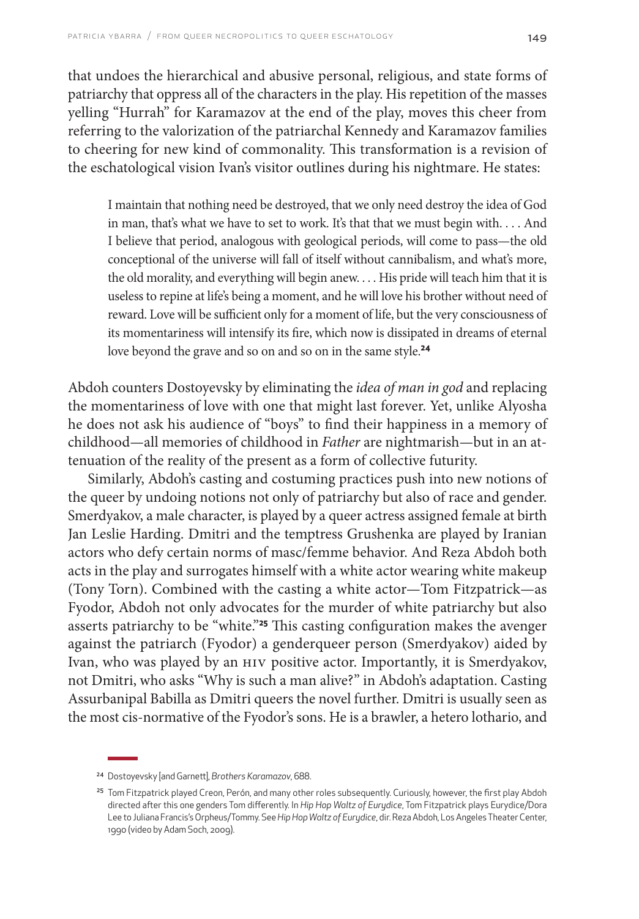that undoes the hierarchical and abusive personal, religious, and state forms of patriarchy that oppress all of the characters in the play. His repetition of the masses yelling "Hurrah" for Karamazov at the end of the play, moves this cheer from referring to the valorization of the patriarchal Kennedy and Karamazov families to cheering for new kind of commonality. This transformation is a revision of the eschatological vision Ivan's visitor outlines during his nightmare. He states:

> I maintain that nothing need be destroyed, that we only need destroy the idea of God in man, that's what we have to set to work. It's that that we must begin with. . . . And I believe that period, analogous with geological periods, will come to pass—the old conceptional of the universe will fall of itself without cannibalism, and what's more, the old morality, and everything will begin anew. . . . His pride will teach him that it is useless to repine at life's being a moment, and he will love his brother without need of reward. Love will be sufficient only for a moment of life, but the very consciousness of its momentariness will intensify its fire, which now is dissipated in dreams of eternal love beyond the grave and so on and so on in the same style.[24]

Abdoh counters Dostoyevsky by eliminating the *idea of man in god* and replacing the momentariness of love with one that might last forever. Yet, unlike Alyosha he does not ask his audience of "boys" to find their happiness in a memory of childhood—all memories of childhood in *Father* are nightmarish—but in an attenuation of the reality of the present as a form of collective futurity.

Similarly, Abdoh's casting and costuming practices push into new notions of the queer by undoing notions not only of patriarchy but also of race and gender. Smerdyakov, a male character, is played by a queer actress assigned female at birth Jan Leslie Harding. Dmitri and the temptress Grushenka are played by Iranian actors who defy certain norms of masc/femme behavior. And Reza Abdoh both acts in the play and surrogates himself with a white actor wearing white makeup (Tony Torn). Combined with the casting a white actor—Tom Fitzpatrick—as Fyodor, Abdoh not only advocates for the murder of white patriarchy but also asserts patriarchy to be "white."[25] This casting configuration makes the avenger against the patriarch (Fyodor) a genderqueer person (Smerdyakov) aided by Ivan, who was played by an HIV positive actor. Importantly, it is Smerdyakov, not Dmitri, who asks "Why is such a man alive?" in Abdoh's adaptation. Casting Assurbanipal Babilla as Dmitri queers the novel further. Dmitri is usually seen as the most cis-normative of the Fyodor's sons. He is a brawler, a hetero lothario, and

---

[24] Dostoyevsky [and Garnett], *Brothers Karamazov*, 688.

[25] Tom Fitzpatrick played Creon, Perón, and many other roles subsequently. Curiously, however, the first play Abdoh directed after this one genders Tom differently. In *Hip Hop Waltz of Eurydice*, Tom Fitzpatrick plays Eurydice/Dora Lee to Juliana Francis's Orpheus/Tommy. See *Hip Hop Waltz of Eurydice*, dir. Reza Abdoh, Los Angeles Theater Center, 1990 (video by Adam Soch, 2009).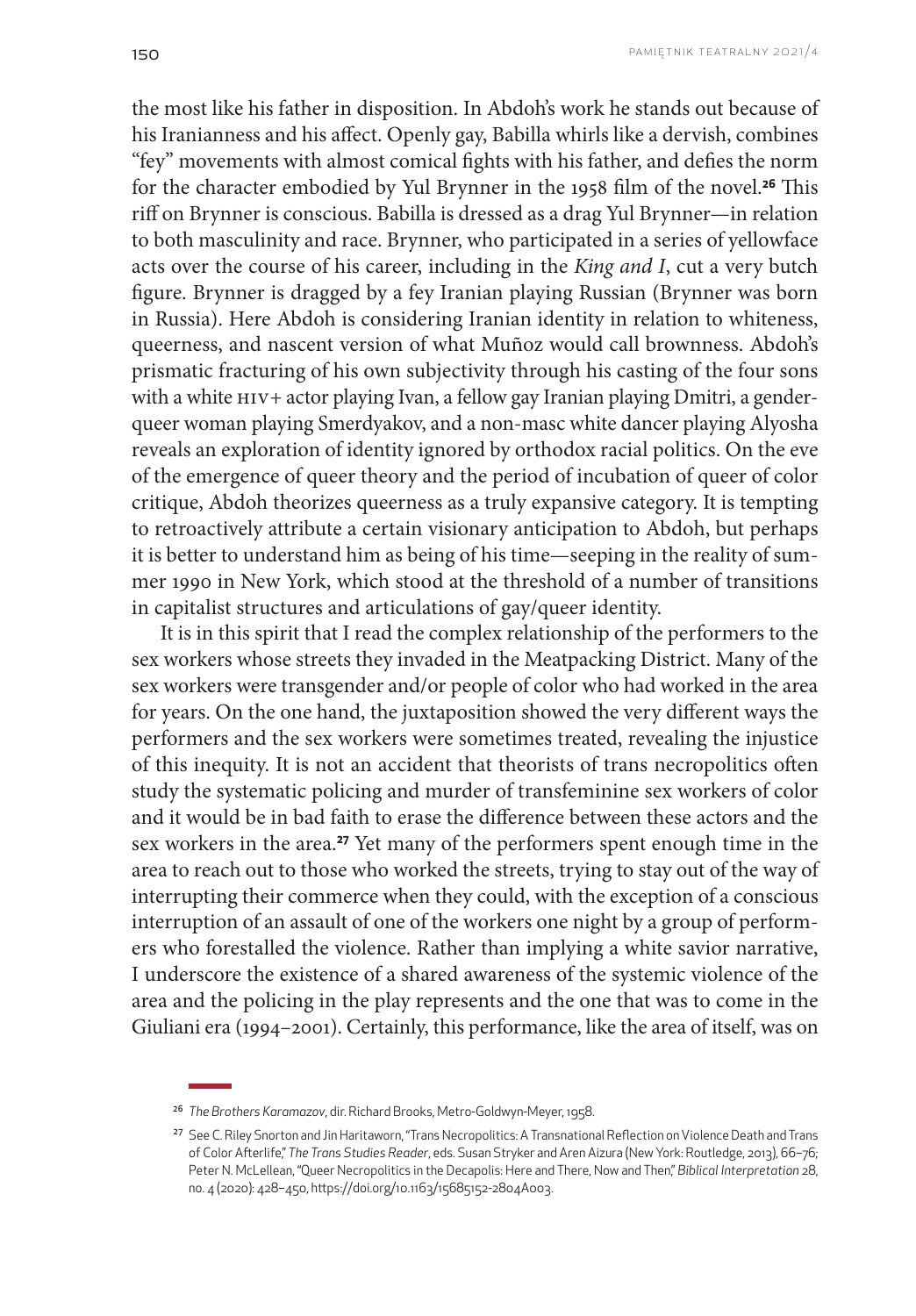the most like his father in disposition. In Abdoh's work he stands out because of his Iranianness and his affect. Openly gay, Babilla whirls like a dervish, combines "fey" movements with almost comical fights with his father, and defies the norm for the character embodied by Yul Brynner in the 1958 film of the novel.[26] This riff on Brynner is conscious. Babilla is dressed as a drag Yul Brynner—in relation to both masculinity and race. Brynner, who participated in a series of yellowface acts over the course of his career, including in the *King and I*, cut a very butch figure. Brynner is dragged by a fey Iranian playing Russian (Brynner was born in Russia). Here Abdoh is considering Iranian identity in relation to whiteness, queerness, and nascent version of what Muñoz would call brownness. Abdoh's prismatic fracturing of his own subjectivity through his casting of the four sons with a white HIV+ actor playing Ivan, a fellow gay Iranian playing Dmitri, a genderqueer woman playing Smerdyakov, and a non-masc white dancer playing Alyosha reveals an exploration of identity ignored by orthodox racial politics. On the eve of the emergence of queer theory and the period of incubation of queer of color critique, Abdoh theorizes queerness as a truly expansive category. It is tempting to retroactively attribute a certain visionary anticipation to Abdoh, but perhaps it is better to understand him as being of his time—seeping in the reality of summer 1990 in New York, which stood at the threshold of a number of transitions in capitalist structures and articulations of gay/queer identity.

It is in this spirit that I read the complex relationship of the performers to the sex workers whose streets they invaded in the Meatpacking District. Many of the sex workers were transgender and/or people of color who had worked in the area for years. On the one hand, the juxtaposition showed the very different ways the performers and the sex workers were sometimes treated, revealing the injustice of this inequity. It is not an accident that theorists of trans necropolitics often study the systematic policing and murder of transfeminine sex workers of color and it would be in bad faith to erase the difference between these actors and the sex workers in the area.[27] Yet many of the performers spent enough time in the area to reach out to those who worked the streets, trying to stay out of the way of interrupting their commerce when they could, with the exception of a conscious interruption of an assault of one of the workers one night by a group of performers who forestalled the violence. Rather than implying a white savior narrative, I underscore the existence of a shared awareness of the systemic violence of the area and the policing in the play represents and the one that was to come in the Giuliani era (1994–2001). Certainly, this performance, like the area of itself, was on

[26] *The Brothers Karamazov*, dir. Richard Brooks, Metro-Goldwyn-Meyer, 1958.

[27] See C. Riley Snorton and Jin Haritaworn, "Trans Necropolitics: A Transnational Reflection on Violence Death and Trans of Color Afterlife," *The Trans Studies Reader*, eds. Susan Stryker and Aren Aizura (New York: Routledge, 2013), 66–76; Peter N. McLellean, "Queer Necropolitics in the Decapolis: Here and There, Now and Then," *Biblical Interpretation* 28, no. 4 (2020): 428–450, https://doi.org/10.1163/15685152-2804A003.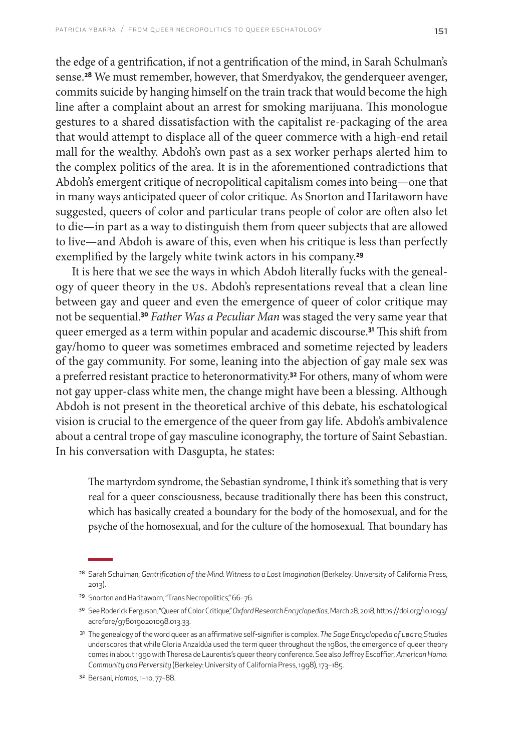the edge of a gentrification, if not a gentrification of the mind, in Sarah Schulman's sense.[28] We must remember, however, that Smerdyakov, the genderqueer avenger, commits suicide by hanging himself on the train track that would become the high line after a complaint about an arrest for smoking marijuana. This monologue gestures to a shared dissatisfaction with the capitalist re-packaging of the area that would attempt to displace all of the queer commerce with a high-end retail mall for the wealthy. Abdoh's own past as a sex worker perhaps alerted him to the complex politics of the area. It is in the aforementioned contradictions that Abdoh's emergent critique of necropolitical capitalism comes into being—one that in many ways anticipated queer of color critique. As Snorton and Haritaworn have suggested, queers of color and particular trans people of color are often also let to die—in part as a way to distinguish them from queer subjects that are allowed to live—and Abdoh is aware of this, even when his critique is less than perfectly exemplified by the largely white twink actors in his company.[29]

It is here that we see the ways in which Abdoh literally fucks with the genealogy of queer theory in the US. Abdoh's representations reveal that a clean line between gay and queer and even the emergence of queer of color critique may not be sequential.[30] *Father Was a Peculiar Man* was staged the very same year that queer emerged as a term within popular and academic discourse.[31] This shift from gay/homo to queer was sometimes embraced and sometime rejected by leaders of the gay community. For some, leaning into the abjection of gay male sex was a preferred resistant practice to heteronormativity.[32] For others, many of whom were not gay upper-class white men, the change might have been a blessing. Although Abdoh is not present in the theoretical archive of this debate, his eschatological vision is crucial to the emergence of the queer from gay life. Abdoh's ambivalence about a central trope of gay masculine iconography, the torture of Saint Sebastian. In his conversation with Dasgupta, he states:

> The martyrdom syndrome, the Sebastian syndrome, I think it's something that is very real for a queer consciousness, because traditionally there has been this construct, which has basically created a boundary for the body of the homosexual, and for the psyche of the homosexual, and for the culture of the homosexual. That boundary has

[28] Sarah Schulman, *Gentrification of the Mind: Witness to a Lost Imagination* (Berkeley: University of California Press, 2013).

[29] Snorton and Haritaworn, "Trans Necropolitics," 66–76.

[30] See Roderick Ferguson, "Queer of Color Critique," *Oxford Research Encyclopedias*, March 28, 2018, https://doi.org/10.1093/acrefore/9780190201098.013.33.

[31] The genealogy of the word queer as an affirmative self-signifier is complex. *The Sage Encyclopedia of LBGTQ Studies* underscores that while Gloria Anzaldúa used the term queer throughout the 1980s, the emergence of queer theory comes in about 1990 with Theresa de Laurentis's queer theory conference. See also Jeffrey Escoffier, *American Homo: Community and Perversity* (Berkeley: University of California Press, 1998), 173–185.

[32] Bersani, *Homos*, 1–10, 77–88.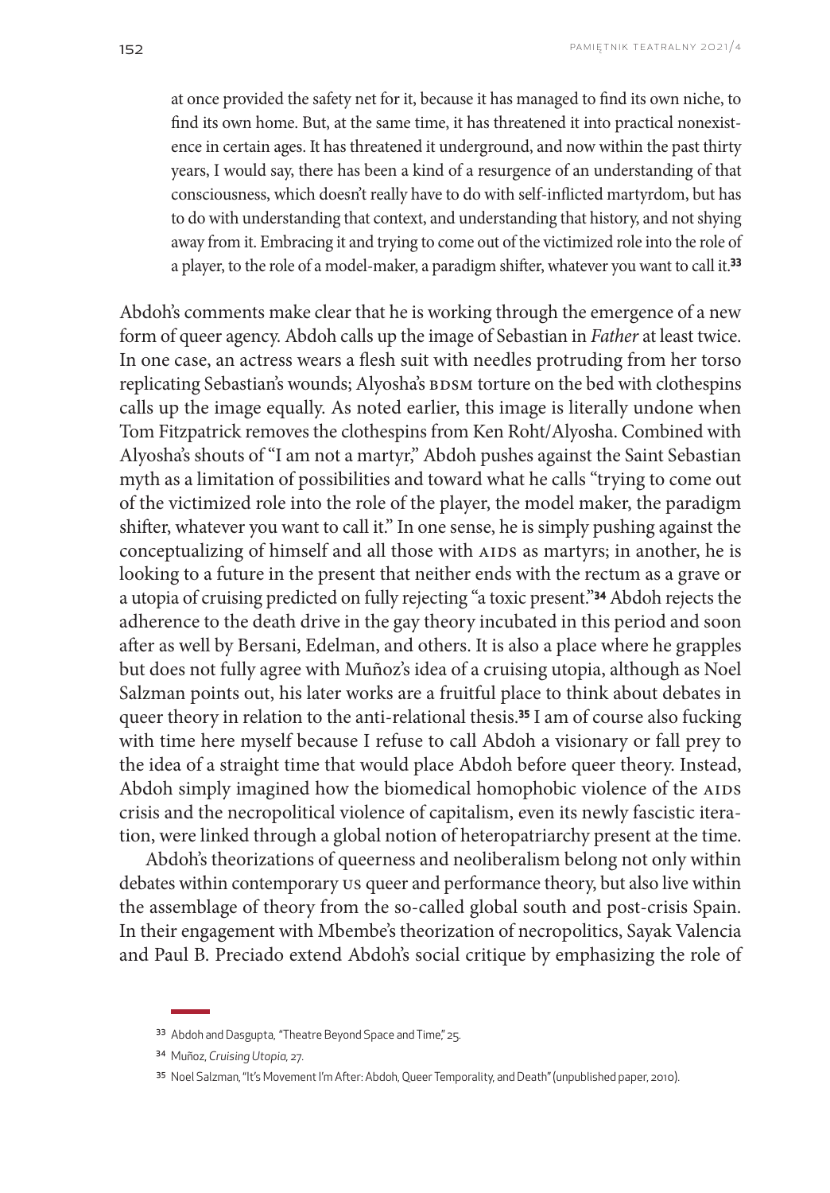> at once provided the safety net for it, because it has managed to find its own niche, to find its own home. But, at the same time, it has threatened it into practical nonexistence in certain ages. It has threatened it underground, and now within the past thirty years, I would say, there has been a kind of a resurgence of an understanding of that consciousness, which doesn't really have to do with self-inflicted martyrdom, but has to do with understanding that context, and understanding that history, and not shying away from it. Embracing it and trying to come out of the victimized role into the role of a player, to the role of a model-maker, a paradigm shifter, whatever you want to call it.[33]

Abdoh's comments make clear that he is working through the emergence of a new form of queer agency. Abdoh calls up the image of Sebastian in *Father* at least twice. In one case, an actress wears a flesh suit with needles protruding from her torso replicating Sebastian's wounds; Alyosha's BDSM torture on the bed with clothespins calls up the image equally. As noted earlier, this image is literally undone when Tom Fitzpatrick removes the clothespins from Ken Roht/Alyosha. Combined with Alyosha's shouts of "I am not a martyr," Abdoh pushes against the Saint Sebastian myth as a limitation of possibilities and toward what he calls "trying to come out of the victimized role into the role of the player, the model maker, the paradigm shifter, whatever you want to call it." In one sense, he is simply pushing against the conceptualizing of himself and all those with AIDS as martyrs; in another, he is looking to a future in the present that neither ends with the rectum as a grave or a utopia of cruising predicted on fully rejecting "a toxic present."[34] Abdoh rejects the adherence to the death drive in the gay theory incubated in this period and soon after as well by Bersani, Edelman, and others. It is also a place where he grapples but does not fully agree with Muñoz's idea of a cruising utopia, although as Noel Salzman points out, his later works are a fruitful place to think about debates in queer theory in relation to the anti-relational thesis.[35] I am of course also fucking with time here myself because I refuse to call Abdoh a visionary or fall prey to the idea of a straight time that would place Abdoh before queer theory. Instead, Abdoh simply imagined how the biomedical homophobic violence of the AIDS crisis and the necropolitical violence of capitalism, even its newly fascistic iteration, were linked through a global notion of heteropatriarchy present at the time.

Abdoh's theorizations of queerness and neoliberalism belong not only within debates within contemporary US queer and performance theory, but also live within the assemblage of theory from the so-called global south and post-crisis Spain. In their engagement with Mbembe's theorization of necropolitics, Sayak Valencia and Paul B. Preciado extend Abdoh's social critique by emphasizing the role of

---

[33] Abdoh and Dasgupta, "Theatre Beyond Space and Time," 25.

[34] Muñoz, *Cruising Utopia*, 27.

[35] Noel Salzman, "It's Movement I'm After: Abdoh, Queer Temporality, and Death" (unpublished paper, 2010).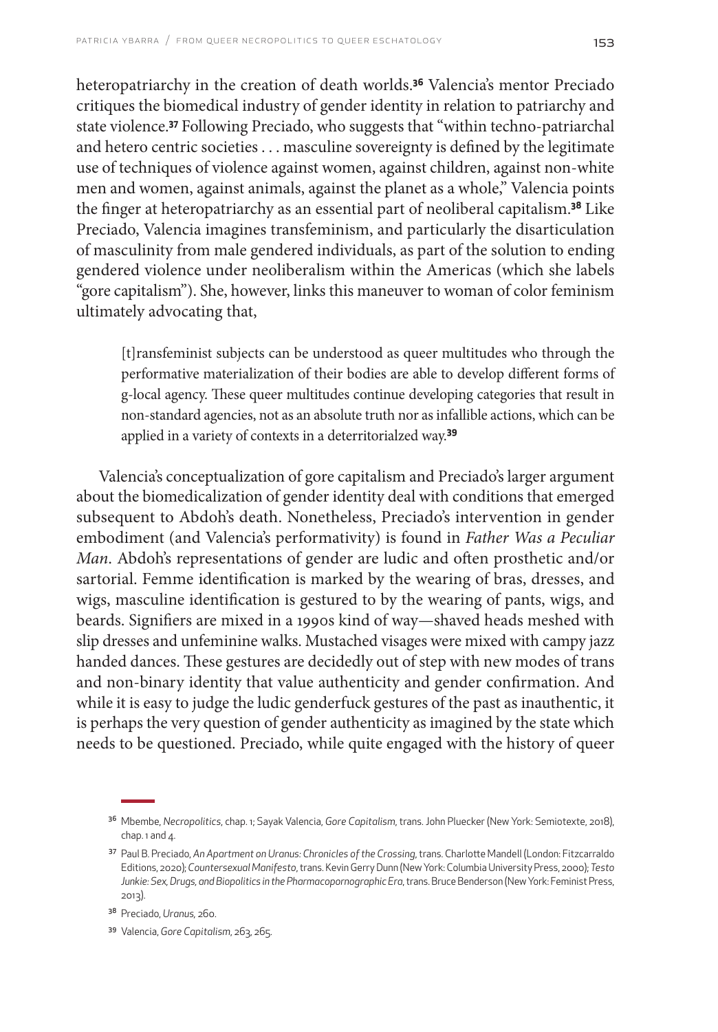heteropatriarchy in the creation of death worlds.[36] Valencia's mentor Preciado critiques the biomedical industry of gender identity in relation to patriarchy and state violence.[37] Following Preciado, who suggests that "within techno-patriarchal and hetero centric societies . . . masculine sovereignty is defined by the legitimate use of techniques of violence against women, against children, against non-white men and women, against animals, against the planet as a whole," Valencia points the finger at heteropatriarchy as an essential part of neoliberal capitalism.[38] Like Preciado, Valencia imagines transfeminism, and particularly the disarticulation of masculinity from male gendered individuals, as part of the solution to ending gendered violence under neoliberalism within the Americas (which she labels "gore capitalism"). She, however, links this maneuver to woman of color feminism ultimately advocating that,

> [t]ransfeminist subjects can be understood as queer multitudes who through the performative materialization of their bodies are able to develop different forms of g-local agency. These queer multitudes continue developing categories that result in non-standard agencies, not as an absolute truth nor as infallible actions, which can be applied in a variety of contexts in a deterritorialzed way.[39]

Valencia's conceptualization of gore capitalism and Preciado's larger argument about the biomedicalization of gender identity deal with conditions that emerged subsequent to Abdoh's death. Nonetheless, Preciado's intervention in gender embodiment (and Valencia's performativity) is found in *Father Was a Peculiar Man*. Abdoh's representations of gender are ludic and often prosthetic and/or sartorial. Femme identification is marked by the wearing of bras, dresses, and wigs, masculine identification is gestured to by the wearing of pants, wigs, and beards. Signifiers are mixed in a 1990s kind of way—shaved heads meshed with slip dresses and unfeminine walks. Mustached visages were mixed with campy jazz handed dances. These gestures are decidedly out of step with new modes of trans and non-binary identity that value authenticity and gender confirmation. And while it is easy to judge the ludic genderfuck gestures of the past as inauthentic, it is perhaps the very question of gender authenticity as imagined by the state which needs to be questioned. Preciado, while quite engaged with the history of queer

---

[36] Mbembe, *Necropolitics*, chap. 1; Sayak Valencia, *Gore Capitalism*, trans. John Pluecker (New York: Semiotexte, 2018), chap. 1 and 4.

[37] Paul B. Preciado, *An Apartment on Uranus: Chronicles of the Crossing*, trans. Charlotte Mandell (London: Fitzcarraldo Editions, 2020); *Countersexual Manifesto*, trans. Kevin Gerry Dunn (New York: Columbia University Press, 2000); *Testo Junkie: Sex, Drugs, and Biopolitics in the Pharmacopornographic Era*, trans. Bruce Benderson (New York: Feminist Press, 2013).

[38] Preciado, *Uranus*, 260.

[39] Valencia, *Gore Capitalism*, 263, 265.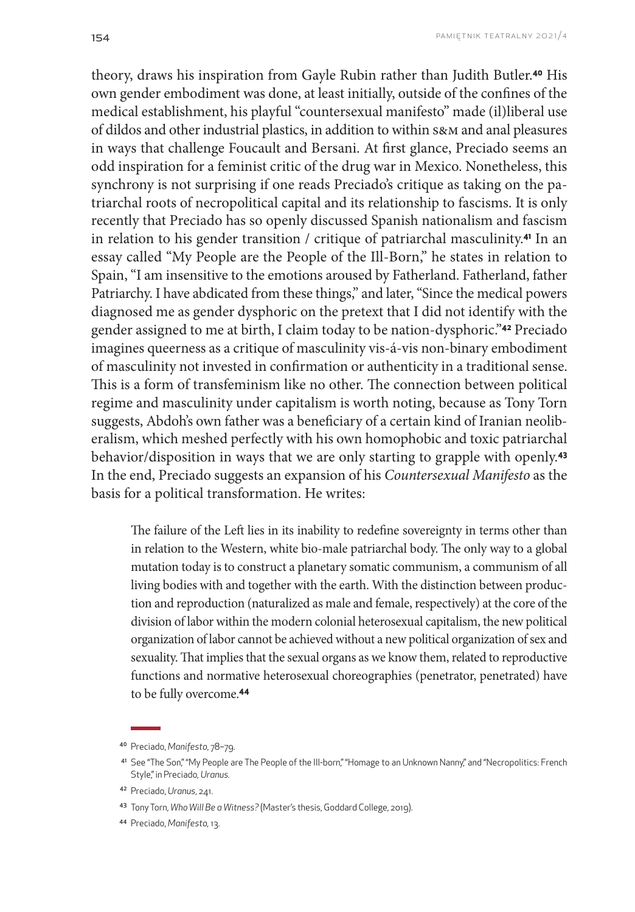theory, draws his inspiration from Gayle Rubin rather than Judith Butler.[40] His own gender embodiment was done, at least initially, outside of the confines of the medical establishment, his playful "countersexual manifesto" made (il)liberal use of dildos and other industrial plastics, in addition to within S&M and anal pleasures in ways that challenge Foucault and Bersani. At first glance, Preciado seems an odd inspiration for a feminist critic of the drug war in Mexico. Nonetheless, this synchrony is not surprising if one reads Preciado's critique as taking on the patriarchal roots of necropolitical capital and its relationship to fascisms. It is only recently that Preciado has so openly discussed Spanish nationalism and fascism in relation to his gender transition / critique of patriarchal masculinity.[41] In an essay called "My People are the People of the Ill-Born," he states in relation to Spain, "I am insensitive to the emotions aroused by Fatherland. Fatherland, father Patriarchy. I have abdicated from these things," and later, "Since the medical powers diagnosed me as gender dysphoric on the pretext that I did not identify with the gender assigned to me at birth, I claim today to be nation-dysphoric."[42] Preciado imagines queerness as a critique of masculinity vis-á-vis non-binary embodiment of masculinity not invested in confirmation or authenticity in a traditional sense. This is a form of transfeminism like no other. The connection between political regime and masculinity under capitalism is worth noting, because as Tony Torn suggests, Abdoh's own father was a beneficiary of a certain kind of Iranian neoliberalism, which meshed perfectly with his own homophobic and toxic patriarchal behavior/disposition in ways that we are only starting to grapple with openly.[43] In the end, Preciado suggests an expansion of his *Countersexual Manifesto* as the basis for a political transformation. He writes:

> The failure of the Left lies in its inability to redefine sovereignty in terms other than in relation to the Western, white bio-male patriarchal body. The only way to a global mutation today is to construct a planetary somatic communism, a communism of all living bodies with and together with the earth. With the distinction between production and reproduction (naturalized as male and female, respectively) at the core of the division of labor within the modern colonial heterosexual capitalism, the new political organization of labor cannot be achieved without a new political organization of sex and sexuality. That implies that the sexual organs as we know them, related to reproductive functions and normative heterosexual choreographies (penetrator, penetrated) have to be fully overcome.[44]

---

[40] Preciado, *Manifesto*, 78–79.

[41] See "The Son," "My People are The People of the Ill-born," "Homage to an Unknown Nanny," and "Necropolitics: French Style," in Preciado, *Uranus*.

[42] Preciado, *Uranus*, 241.

[43] Tony Torn, *Who Will Be a Witness?* (Master's thesis, Goddard College, 2019).

[44] Preciado, *Manifesto*, 13.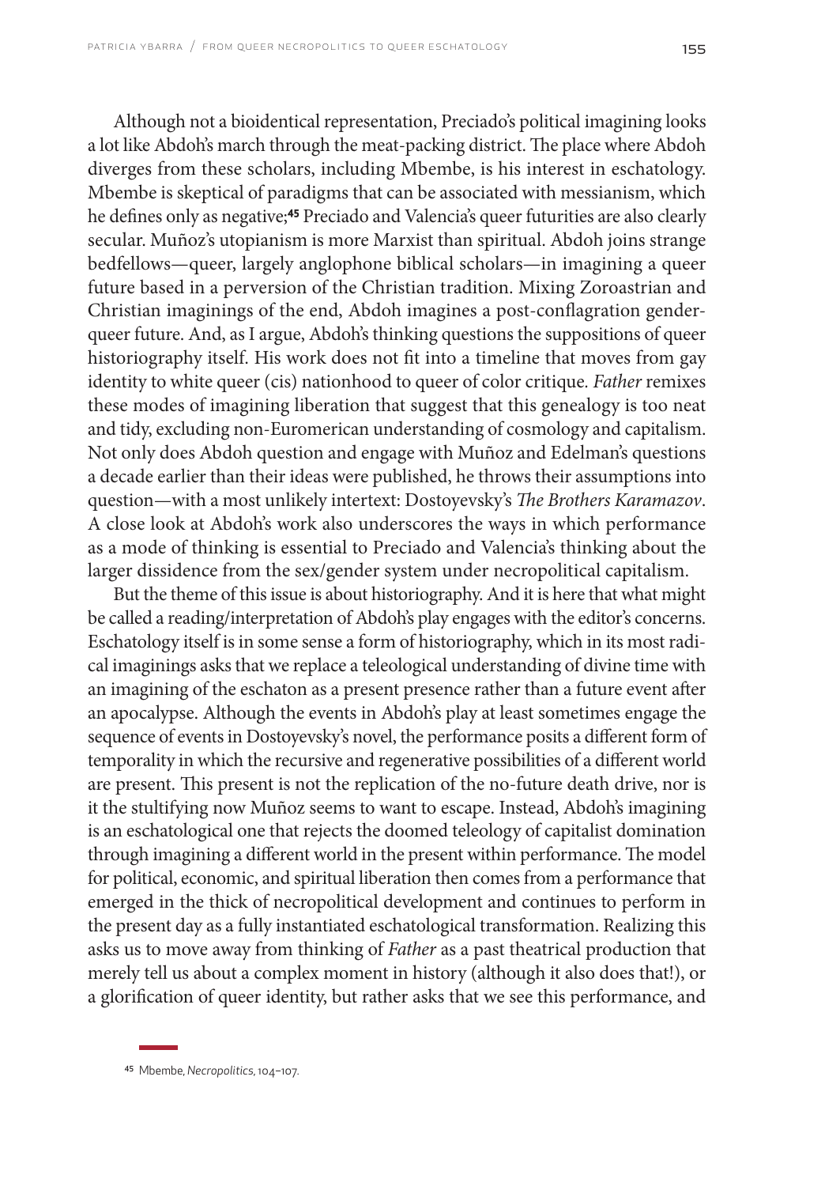Although not a bioidentical representation, Preciado's political imagining looks a lot like Abdoh's march through the meat-packing district. The place where Abdoh diverges from these scholars, including Mbembe, is his interest in eschatology. Mbembe is skeptical of paradigms that can be associated with messianism, which he defines only as negative;[45] Preciado and Valencia's queer futurities are also clearly secular. Muñoz's utopianism is more Marxist than spiritual. Abdoh joins strange bedfellows—queer, largely anglophone biblical scholars—in imagining a queer future based in a perversion of the Christian tradition. Mixing Zoroastrian and Christian imaginings of the end, Abdoh imagines a post-conflagration genderqueer future. And, as I argue, Abdoh's thinking questions the suppositions of queer historiography itself. His work does not fit into a timeline that moves from gay identity to white queer (cis) nationhood to queer of color critique. *Father* remixes these modes of imagining liberation that suggest that this genealogy is too neat and tidy, excluding non-Euromerican understanding of cosmology and capitalism. Not only does Abdoh question and engage with Muñoz and Edelman's questions a decade earlier than their ideas were published, he throws their assumptions into question—with a most unlikely intertext: Dostoyevsky's *The Brothers Karamazov*. A close look at Abdoh's work also underscores the ways in which performance as a mode of thinking is essential to Preciado and Valencia's thinking about the larger dissidence from the sex/gender system under necropolitical capitalism.

But the theme of this issue is about historiography. And it is here that what might be called a reading/interpretation of Abdoh's play engages with the editor's concerns. Eschatology itself is in some sense a form of historiography, which in its most radical imaginings asks that we replace a teleological understanding of divine time with an imagining of the eschaton as a present presence rather than a future event after an apocalypse. Although the events in Abdoh's play at least sometimes engage the sequence of events in Dostoyevsky's novel, the performance posits a different form of temporality in which the recursive and regenerative possibilities of a different world are present. This present is not the replication of the no-future death drive, nor is it the stultifying now Muñoz seems to want to escape. Instead, Abdoh's imagining is an eschatological one that rejects the doomed teleology of capitalist domination through imagining a different world in the present within performance. The model for political, economic, and spiritual liberation then comes from a performance that emerged in the thick of necropolitical development and continues to perform in the present day as a fully instantiated eschatological transformation. Realizing this asks us to move away from thinking of *Father* as a past theatrical production that merely tell us about a complex moment in history (although it also does that!), or a glorification of queer identity, but rather asks that we see this performance, and

---

[45] Mbembe, *Necropolitics*, 104–107.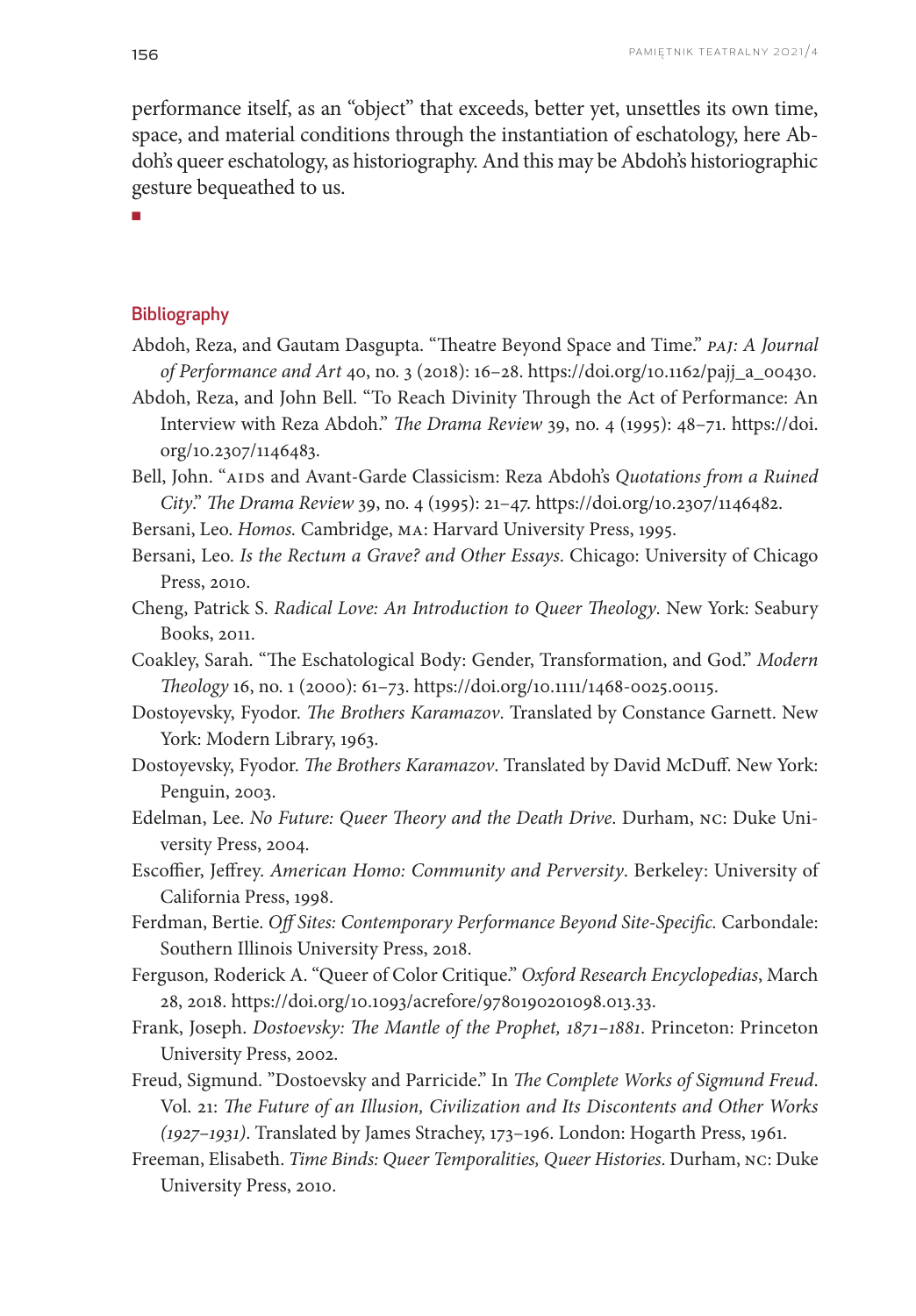performance itself, as an "object" that exceeds, better yet, unsettles its own time, space, and material conditions through the instantiation of eschatology, here Abdoh's queer eschatology, as historiography. And this may be Abdoh's historiographic gesture bequeathed to us.

■

## Bibliography

Abdoh, Reza, and Gautam Dasgupta. "Theatre Beyond Space and Time." *PAJ: A Journal of Performance and Art* 40, no. 3 (2018): 16–28. https://doi.org/10.1162/pajj_a_00430.

Abdoh, Reza, and John Bell. "To Reach Divinity Through the Act of Performance: An Interview with Reza Abdoh." *The Drama Review* 39, no. 4 (1995): 48–71. https://doi.org/10.2307/1146483.

Bell, John. "AIDS and Avant-Garde Classicism: Reza Abdoh's *Quotations from a Ruined City*." *The Drama Review* 39, no. 4 (1995): 21–47. https://doi.org/10.2307/1146482.

Bersani, Leo. *Homos.* Cambridge, MA: Harvard University Press, 1995.

Bersani, Leo. *Is the Rectum a Grave? and Other Essays*. Chicago: University of Chicago Press, 2010.

Cheng, Patrick S. *Radical Love: An Introduction to Queer Theology*. New York: Seabury Books, 2011.

Coakley, Sarah. "The Eschatological Body: Gender, Transformation, and God." *Modern Theology* 16, no. 1 (2000): 61–73. https://doi.org/10.1111/1468-0025.00115.

Dostoyevsky, Fyodor. *The Brothers Karamazov*. Translated by Constance Garnett. New York: Modern Library, 1963.

Dostoyevsky, Fyodor. *The Brothers Karamazov*. Translated by David McDuff. New York: Penguin, 2003.

Edelman, Lee. *No Future: Queer Theory and the Death Drive*. Durham, NC: Duke University Press, 2004.

Escoffier, Jeffrey. *American Homo: Community and Perversity*. Berkeley: University of California Press, 1998.

Ferdman, Bertie. *Off Sites: Contemporary Performance Beyond Site-Specific.* Carbondale: Southern Illinois University Press, 2018.

Ferguson, Roderick A. "Queer of Color Critique." *Oxford Research Encyclopedias*, March 28, 2018. https://doi.org/10.1093/acrefore/9780190201098.013.33.

Frank, Joseph. *Dostoevsky: The Mantle of the Prophet, 1871–1881*. Princeton: Princeton University Press, 2002.

Freud, Sigmund. "Dostoevsky and Parricide." In *The Complete Works of Sigmund Freud.* Vol. 21: *The Future of an Illusion, Civilization and Its Discontents and Other Works (1927–1931)*. Translated by James Strachey, 173–196. London: Hogarth Press, 1961.

Freeman, Elisabeth. *Time Binds: Queer Temporalities, Queer Histories*. Durham, NC: Duke University Press, 2010.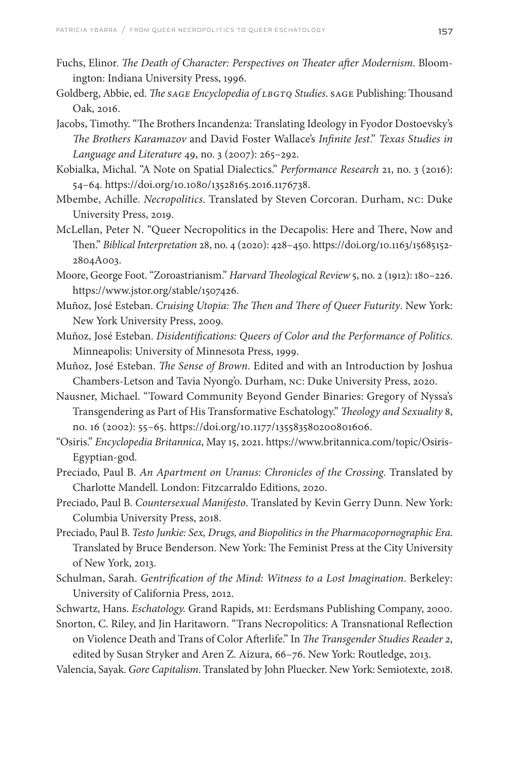Fuchs, Elinor. *The Death of Character: Perspectives on Theater after Modernism*. Bloomington: Indiana University Press, 1996.

Goldberg, Abbie, ed. *The SAGE Encyclopedia of LBGTQ Studies*. SAGE Publishing: Thousand Oak, 2016.

Jacobs, Timothy. "The Brothers Incandenza: Translating Ideology in Fyodor Dostoevsky's *The Brothers Karamazov* and David Foster Wallace's *Infinite Jest*." *Texas Studies in Language and Literature* 49, no. 3 (2007): 265–292.

Kobialka, Michal. "A Note on Spatial Dialectics." *Performance Research* 21, no. 3 (2016): 54–64. https://doi.org/10.1080/13528165.2016.1176738.

Mbembe, Achille. *Necropolitics*. Translated by Steven Corcoran. Durham, NC: Duke University Press, 2019.

McLellan, Peter N. "Queer Necropolitics in the Decapolis: Here and There, Now and Then." *Biblical Interpretation* 28, no. 4 (2020): 428–450. https://doi.org/10.1163/15685152-2804A003.

Moore, George Foot. "Zoroastrianism." *Harvard Theological Review* 5, no. 2 (1912): 180–226. https://www.jstor.org/stable/1507426.

Muñoz, José Esteban. *Cruising Utopia: The Then and There of Queer Futurity*. New York: New York University Press, 2009.

Muñoz, José Esteban. *Disidentifications: Queers of Color and the Performance of Politics*. Minneapolis: University of Minnesota Press, 1999.

Muñoz, José Esteban. *The Sense of Brown*. Edited and with an Introduction by Joshua Chambers-Letson and Tavia Nyong'o. Durham, NC: Duke University Press, 2020.

Nausner, Michael. "Toward Community Beyond Gender Binaries: Gregory of Nyssa's Transgendering as Part of His Transformative Eschatology." *Theology and Sexuality* 8, no. 16 (2002): 55–65. https://doi.org/10.1177/135583580200801606.

"Osiris." *Encyclopedia Britannica*, May 15, 2021. https://www.britannica.com/topic/Osiris-Egyptian-god.

Preciado, Paul B. *An Apartment on Uranus: Chronicles of the Crossing.* Translated by Charlotte Mandell. London: Fitzcarraldo Editions, 2020.

Preciado, Paul B. *Countersexual Manifesto*. Translated by Kevin Gerry Dunn. New York: Columbia University Press, 2018.

Preciado, Paul B. *Testo Junkie: Sex, Drugs, and Biopolitics in the Pharmacopornographic Era.* Translated by Bruce Benderson. New York: The Feminist Press at the City University of New York, 2013.

Schulman, Sarah. *Gentrification of the Mind: Witness to a Lost Imagination*. Berkeley: University of California Press, 2012.

Schwartz, Hans. *Eschatology.* Grand Rapids, MI: Eerdsmans Publishing Company, 2000.

Snorton, C. Riley, and Jin Haritaworn. "Trans Necropolitics: A Transnational Reflection on Violence Death and Trans of Color Afterlife." In *The Transgender Studies Reader 2*, edited by Susan Stryker and Aren Z. Aizura, 66–76. New York: Routledge, 2013.

Valencia, Sayak. *Gore Capitalism*. Translated by John Pluecker. New York: Semiotexte, 2018.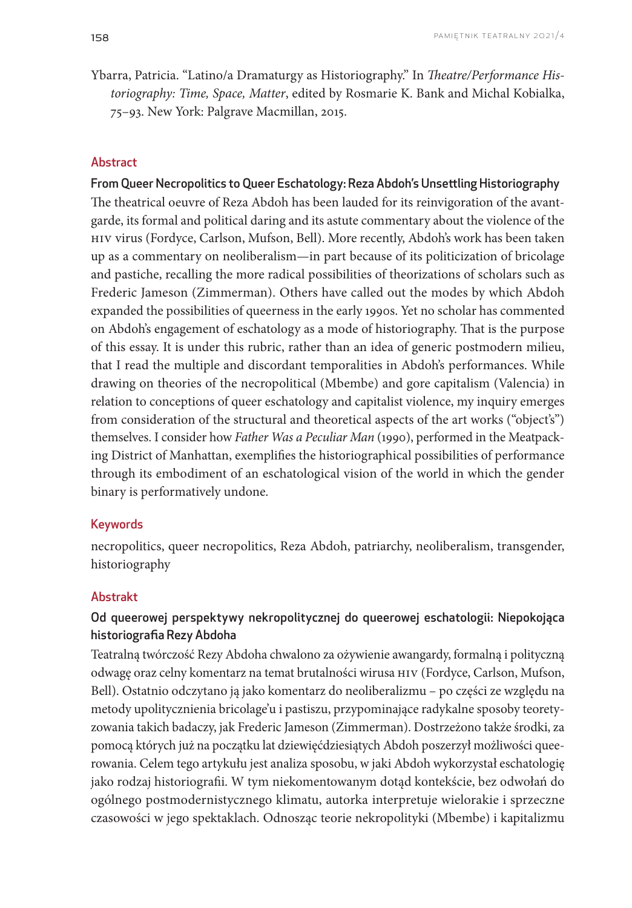Ybarra, Patricia. “Latino/a Dramaturgy as Historiography.” In *Theatre/Performance Historiography: Time, Space, Matter*, edited by Rosmarie K. Bank and Michal Kobialka, 75–93. New York: Palgrave Macmillan, 2015.

## Abstract

### From Queer Necropolitics to Queer Eschatology: Reza Abdoh’s Unsettling Historiography

The theatrical oeuvre of Reza Abdoh has been lauded for its reinvigoration of the avant-garde, its formal and political daring and its astute commentary about the violence of the HIV virus (Fordyce, Carlson, Mufson, Bell). More recently, Abdoh’s work has been taken up as a commentary on neoliberalism—in part because of its politicization of bricolage and pastiche, recalling the more radical possibilities of theorizations of scholars such as Frederic Jameson (Zimmerman). Others have called out the modes by which Abdoh expanded the possibilities of queerness in the early 1990s. Yet no scholar has commented on Abdoh’s engagement of eschatology as a mode of historiography. That is the purpose of this essay. It is under this rubric, rather than an idea of generic postmodern milieu, that I read the multiple and discordant temporalities in Abdoh’s performances. While drawing on theories of the necropolitical (Mbembe) and gore capitalism (Valencia) in relation to conceptions of queer eschatology and capitalist violence, my inquiry emerges from consideration of the structural and theoretical aspects of the art works (“object’s”) themselves. I consider how *Father Was a Peculiar Man* (1990), performed in the Meatpacking District of Manhattan, exemplifies the historiographical possibilities of performance through its embodiment of an eschatological vision of the world in which the gender binary is performatively undone.

## Keywords

necropolitics, queer necropolitics, Reza Abdoh, patriarchy, neoliberalism, transgender, historiography

## Abstrakt

### Od queerowej perspektywy nekropolitycznej do queerowej eschatologii: Niepokojąca historiografia Rezy Abdoha

Teatralną twórczość Rezy Abdoha chwalono za ożywienie awangardy, formalną i polityczną odwagę oraz celny komentarz na temat brutalności wirusa HIV (Fordyce, Carlson, Mufson, Bell). Ostatnio odczytano ją jako komentarz do neoliberalizmu – po części ze względu na metody upolitycznienia bricolage’u i pastiszu, przypominające radykalne sposoby teoretyzowania takich badaczy, jak Frederic Jameson (Zimmerman). Dostrzeżono także środki, za pomocą których już na początku lat dziewięćdziesiątych Abdoh poszerzył możliwości queerowania. Celem tego artykułu jest analiza sposobu, w jaki Abdoh wykorzystał eschatologię jako rodzaj historiografii. W tym niekomentowanym dotąd kontekście, bez odwołań do ogólnego postmodernistycznego klimatu, autorka interpretuje wielorakie i sprzeczne czasowości w jego spektaklach. Odnosząc teorie nekropolityki (Mbembe) i kapitalizmu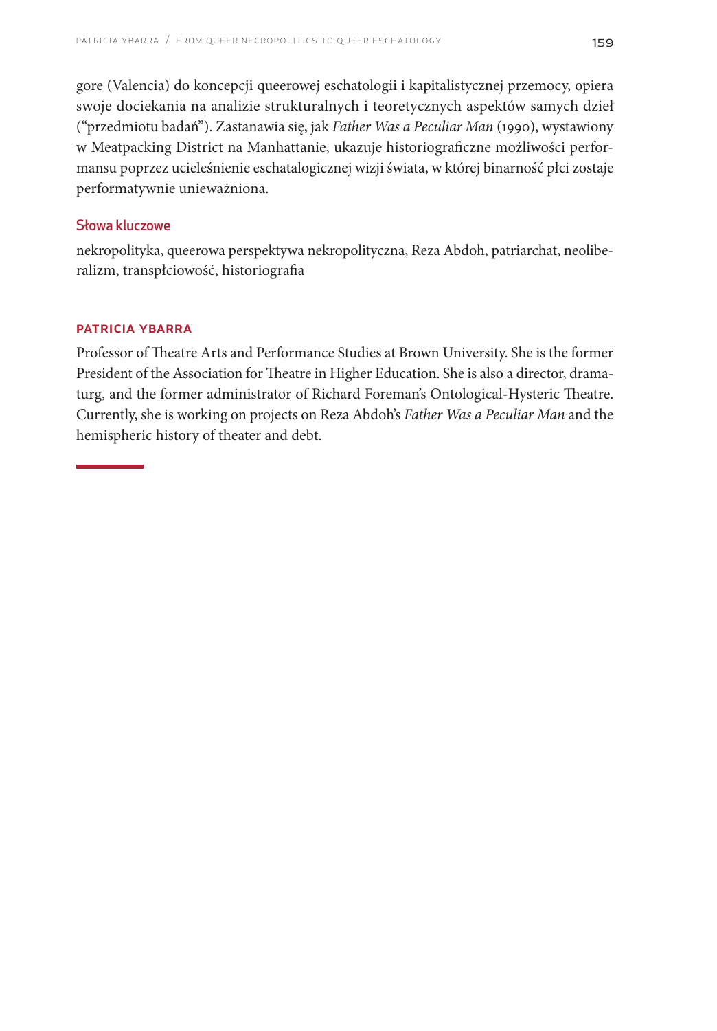gore (Valencia) do koncepcji queerowej eschatologii i kapitalistycznej przemocy, opiera swoje dociekania na analizie strukturalnych i teoretycznych aspektów samych dzieł ("przedmiotu badań"). Zastanawia się, jak *Father Was a Peculiar Man* (1990), wystawiony w Meatpacking District na Manhattanie, ukazuje historiograficzne możliwości performansu poprzez ucieleśnienie eschatalogicznej wizji świata, w której binarność płci zostaje performatywnie unieważniona.

### Słowa kluczowe

nekropolityka, queerowa perspektywa nekropolityczna, Reza Abdoh, patriarchat, neoliberalizm, transpłciowość, historiografia

#### PATRICIA YBARRA

Professor of Theatre Arts and Performance Studies at Brown University. She is the former President of the Association for Theatre in Higher Education. She is also a director, dramaturg, and the former administrator of Richard Foreman's Ontological-Hysteric Theatre. Currently, she is working on projects on Reza Abdoh's *Father Was a Peculiar Man* and the hemispheric history of theater and debt.